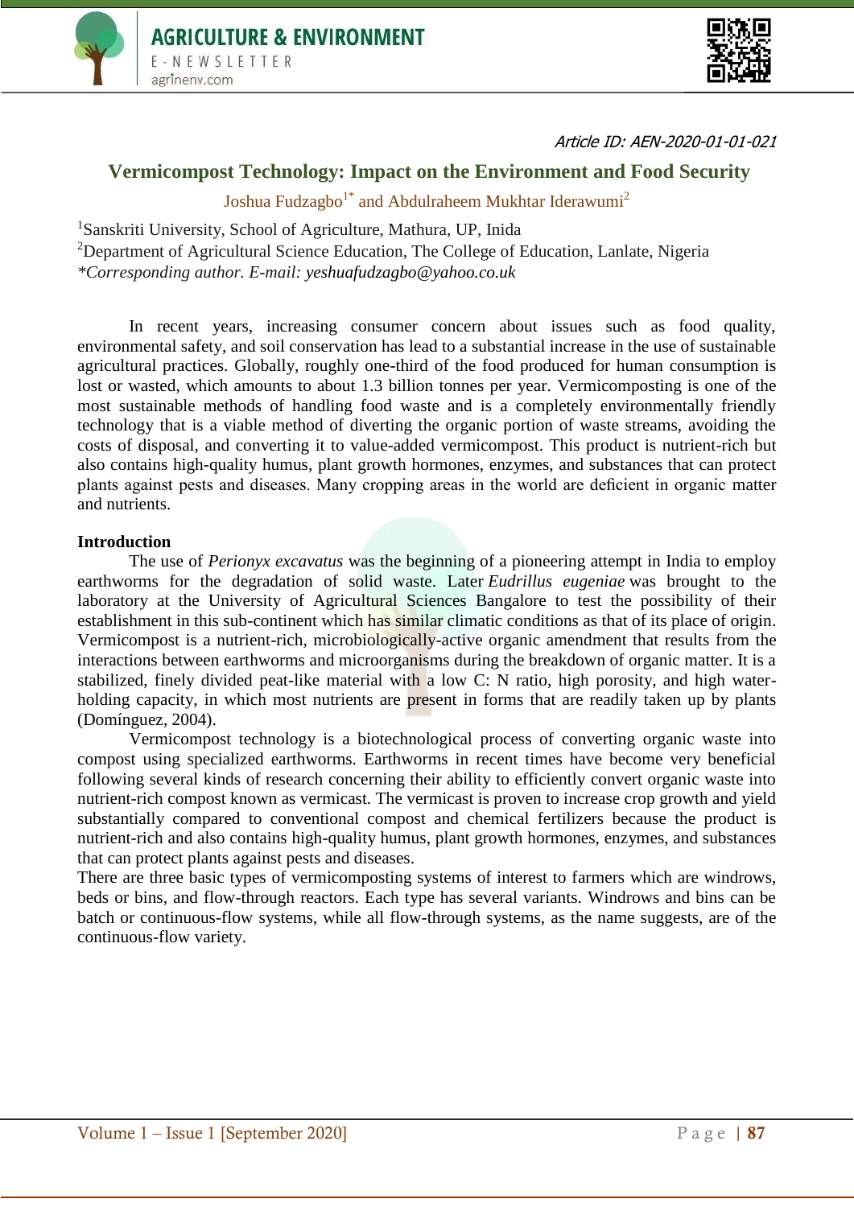Article ID: AEN-2020-01-01-021

# Vermicompost Technology: Impact on the Environment and Food Security

Joshua Fudzagbo[1*] and Abdulraheem Mukhtar Iderawumi[2]

[1]Sanskriti University, School of Agriculture, Mathura, UP, Inida

[2]Department of Agricultural Science Education, The College of Education, Lanlate, Nigeria

**Corresponding author. E-mail: yeshuafudzagbo@yahoo.co.uk*

In recent years, increasing consumer concern about issues such as food quality, environmental safety, and soil conservation has lead to a substantial increase in the use of sustainable agricultural practices. Globally, roughly one-third of the food produced for human consumption is lost or wasted, which amounts to about 1.3 billion tonnes per year. Vermicomposting is one of the most sustainable methods of handling food waste and is a completely environmentally friendly technology that is a viable method of diverting the organic portion of waste streams, avoiding the costs of disposal, and converting it to value-added vermicompost. This product is nutrient-rich but also contains high-quality humus, plant growth hormones, enzymes, and substances that can protect plants against pests and diseases. Many cropping areas in the world are deficient in organic matter and nutrients.

## Introduction

The use of *Perionyx excavatus* was the beginning of a pioneering attempt in India to employ earthworms for the degradation of solid waste. Later *Eudrillus eugeniae* was brought to the laboratory at the University of Agricultural Sciences Bangalore to test the possibility of their establishment in this sub-continent which has similar climatic conditions as that of its place of origin. Vermicompost is a nutrient-rich, microbiologically-active organic amendment that results from the interactions between earthworms and microorganisms during the breakdown of organic matter. It is a stabilized, finely divided peat-like material with a low C: N ratio, high porosity, and high water-holding capacity, in which most nutrients are present in forms that are readily taken up by plants (Domínguez, 2004).

Vermicompost technology is a biotechnological process of converting organic waste into compost using specialized earthworms. Earthworms in recent times have become very beneficial following several kinds of research concerning their ability to efficiently convert organic waste into nutrient-rich compost known as vermicast. The vermicast is proven to increase crop growth and yield substantially compared to conventional compost and chemical fertilizers because the product is nutrient-rich and also contains high-quality humus, plant growth hormones, enzymes, and substances that can protect plants against pests and diseases.

There are three basic types of vermicomposting systems of interest to farmers which are windrows, beds or bins, and flow-through reactors. Each type has several variants. Windrows and bins can be batch or continuous-flow systems, while all flow-through systems, as the name suggests, are of the continuous-flow variety.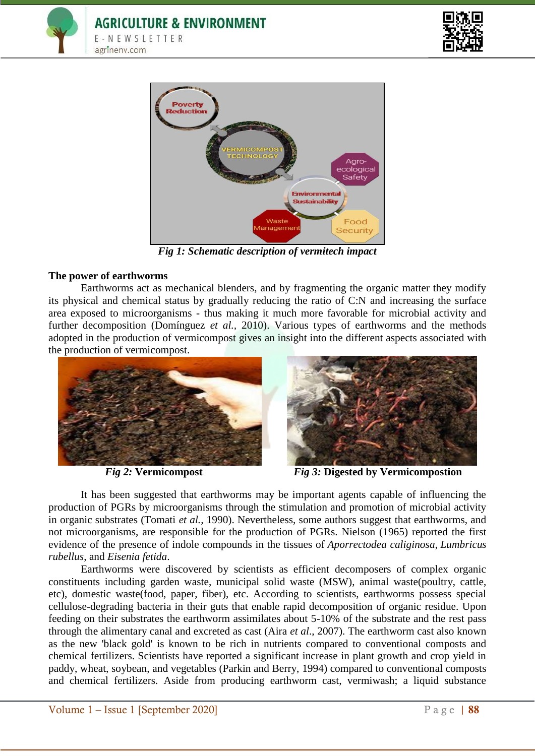*Fig 1: Schematic description of vermitech impact*

**The power of earthworms**

Earthworms act as mechanical blenders, and by fragmenting the organic matter they modify its physical and chemical status by gradually reducing the ratio of C:N and increasing the surface area exposed to microorganisms - thus making it much more favorable for microbial activity and further decomposition (Domínguez *et al.,* 2010). Various types of earthworms and the methods adopted in the production of vermicompost gives an insight into the different aspects associated with the production of vermicompost.

*Fig 2:* **Vermicompost**

*Fig 3:* **Digested by Vermicompostion**

It has been suggested that earthworms may be important agents capable of influencing the production of PGRs by microorganisms through the stimulation and promotion of microbial activity in organic substrates (Tomati *et al.,* 1990). Nevertheless, some authors suggest that earthworms, and not microorganisms, are responsible for the production of PGRs. Nielson (1965) reported the first evidence of the presence of indole compounds in the tissues of *Aporrectodea caliginosa*, *Lumbricus rubellus*, and *Eisenia fetida*.

Earthworms were discovered by scientists as efficient decomposers of complex organic constituents including garden waste, municipal solid waste (MSW), animal waste(poultry, cattle, etc), domestic waste(food, paper, fiber), etc. According to scientists, earthworms possess special cellulose-degrading bacteria in their guts that enable rapid decomposition of organic residue. Upon feeding on their substrates the earthworm assimilates about 5-10% of the substrate and the rest pass through the alimentary canal and excreted as cast (Aira *et al*., 2007). The earthworm cast also known as the new 'black gold' is known to be rich in nutrients compared to conventional composts and chemical fertilizers. Scientists have reported a significant increase in plant growth and crop yield in paddy, wheat, soybean, and vegetables (Parkin and Berry, 1994) compared to conventional composts and chemical fertilizers. Aside from producing earthworm cast, vermiwash; a liquid substance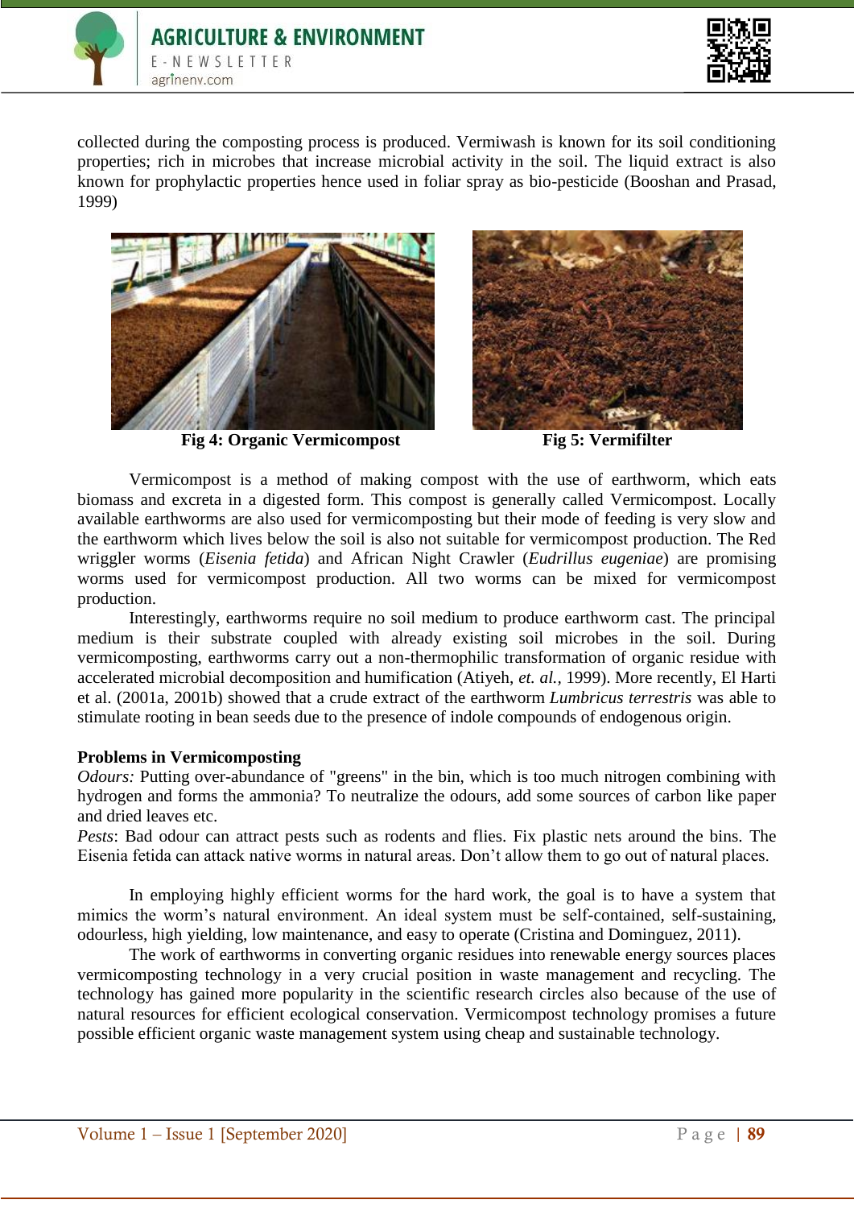collected during the composting process is produced. Vermiwash is known for its soil conditioning properties; rich in microbes that increase microbial activity in the soil. The liquid extract is also known for prophylactic properties hence used in foliar spray as bio-pesticide (Booshan and Prasad, 1999)

**Fig 4: Organic Vermicompost**

**Fig 5: Vermifilter**

Vermicompost is a method of making compost with the use of earthworm, which eats biomass and excreta in a digested form. This compost is generally called Vermicompost. Locally available earthworms are also used for vermicomposting but their mode of feeding is very slow and the earthworm which lives below the soil is also not suitable for vermicompost production. The Red wriggler worms (*Eisenia fetida*) and African Night Crawler (*Eudrillus eugeniae*) are promising worms used for vermicompost production. All two worms can be mixed for vermicompost production.

Interestingly, earthworms require no soil medium to produce earthworm cast. The principal medium is their substrate coupled with already existing soil microbes in the soil. During vermicomposting, earthworms carry out a non-thermophilic transformation of organic residue with accelerated microbial decomposition and humification (Atiyeh, *et. al.,* 1999). More recently, El Harti et al. (2001a, 2001b) showed that a crude extract of the earthworm *Lumbricus terrestris* was able to stimulate rooting in bean seeds due to the presence of indole compounds of endogenous origin.

**Problems in Vermicomposting**

*Odours:* Putting over-abundance of "greens" in the bin, which is too much nitrogen combining with hydrogen and forms the ammonia? To neutralize the odours, add some sources of carbon like paper and dried leaves etc.

*Pests*: Bad odour can attract pests such as rodents and flies. Fix plastic nets around the bins. The Eisenia fetida can attack native worms in natural areas. Don't allow them to go out of natural places.

In employing highly efficient worms for the hard work, the goal is to have a system that mimics the worm's natural environment. An ideal system must be self-contained, self-sustaining, odourless, high yielding, low maintenance, and easy to operate (Cristina and Dominguez, 2011).

The work of earthworms in converting organic residues into renewable energy sources places vermicomposting technology in a very crucial position in waste management and recycling. The technology has gained more popularity in the scientific research circles also because of the use of natural resources for efficient ecological conservation. Vermicompost technology promises a future possible efficient organic waste management system using cheap and sustainable technology.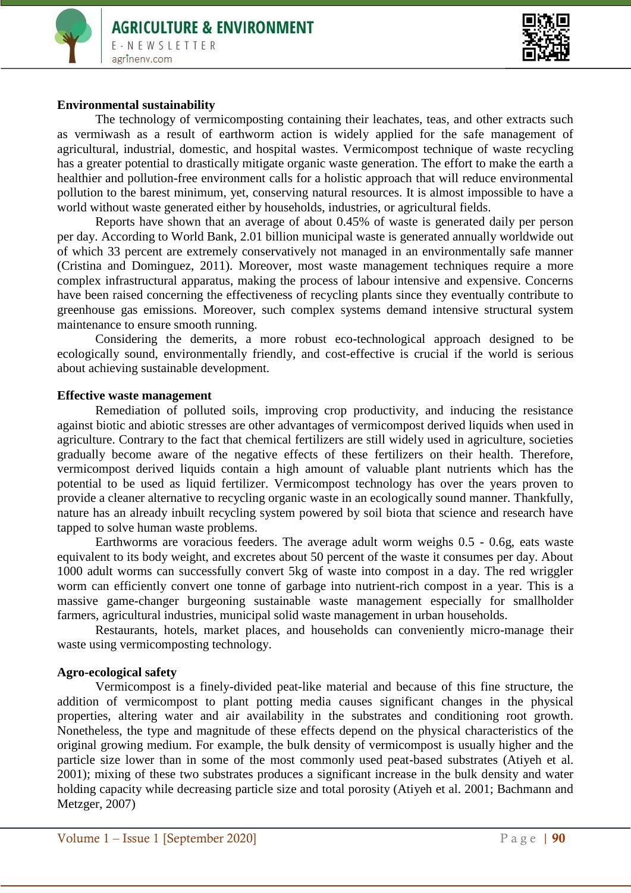**Environmental sustainability**

The technology of vermicomposting containing their leachates, teas, and other extracts such as vermiwash as a result of earthworm action is widely applied for the safe management of agricultural, industrial, domestic, and hospital wastes. Vermicompost technique of waste recycling has a greater potential to drastically mitigate organic waste generation. The effort to make the earth a healthier and pollution-free environment calls for a holistic approach that will reduce environmental pollution to the barest minimum, yet, conserving natural resources. It is almost impossible to have a world without waste generated either by households, industries, or agricultural fields.

Reports have shown that an average of about 0.45% of waste is generated daily per person per day. According to World Bank, 2.01 billion municipal waste is generated annually worldwide out of which 33 percent are extremely conservatively not managed in an environmentally safe manner (Cristina and Dominguez, 2011). Moreover, most waste management techniques require a more complex infrastructural apparatus, making the process of labour intensive and expensive. Concerns have been raised concerning the effectiveness of recycling plants since they eventually contribute to greenhouse gas emissions. Moreover, such complex systems demand intensive structural system maintenance to ensure smooth running.

Considering the demerits, a more robust eco-technological approach designed to be ecologically sound, environmentally friendly, and cost-effective is crucial if the world is serious about achieving sustainable development.

**Effective waste management**

Remediation of polluted soils, improving crop productivity, and inducing the resistance against biotic and abiotic stresses are other advantages of vermicompost derived liquids when used in agriculture. Contrary to the fact that chemical fertilizers are still widely used in agriculture, societies gradually become aware of the negative effects of these fertilizers on their health. Therefore, vermicompost derived liquids contain a high amount of valuable plant nutrients which has the potential to be used as liquid fertilizer. Vermicompost technology has over the years proven to provide a cleaner alternative to recycling organic waste in an ecologically sound manner. Thankfully, nature has an already inbuilt recycling system powered by soil biota that science and research have tapped to solve human waste problems.

Earthworms are voracious feeders. The average adult worm weighs 0.5 - 0.6g, eats waste equivalent to its body weight, and excretes about 50 percent of the waste it consumes per day. About 1000 adult worms can successfully convert 5kg of waste into compost in a day. The red wriggler worm can efficiently convert one tonne of garbage into nutrient-rich compost in a year. This is a massive game-changer burgeoning sustainable waste management especially for smallholder farmers, agricultural industries, municipal solid waste management in urban households.

Restaurants, hotels, market places, and households can conveniently micro-manage their waste using vermicomposting technology.

**Agro-ecological safety**

Vermicompost is a finely-divided peat-like material and because of this fine structure, the addition of vermicompost to plant potting media causes significant changes in the physical properties, altering water and air availability in the substrates and conditioning root growth. Nonetheless, the type and magnitude of these effects depend on the physical characteristics of the original growing medium. For example, the bulk density of vermicompost is usually higher and the particle size lower than in some of the most commonly used peat-based substrates (Atiyeh et al. 2001); mixing of these two substrates produces a significant increase in the bulk density and water holding capacity while decreasing particle size and total porosity (Atiyeh et al. 2001; Bachmann and Metzger, 2007)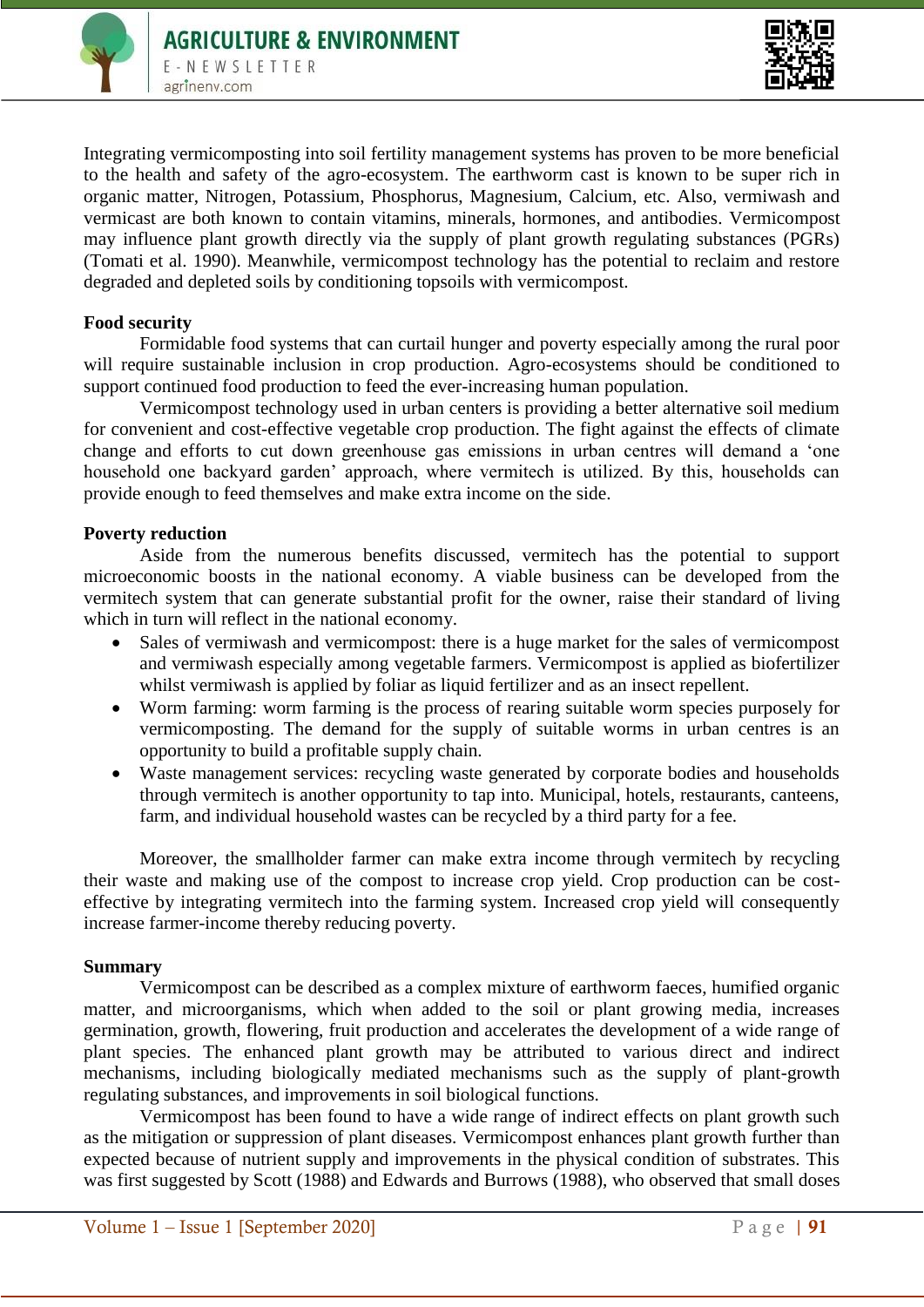Integrating vermicomposting into soil fertility management systems has proven to be more beneficial to the health and safety of the agro-ecosystem. The earthworm cast is known to be super rich in organic matter, Nitrogen, Potassium, Phosphorus, Magnesium, Calcium, etc. Also, vermiwash and vermicast are both known to contain vitamins, minerals, hormones, and antibodies. Vermicompost may influence plant growth directly via the supply of plant growth regulating substances (PGRs) (Tomati et al. 1990). Meanwhile, vermicompost technology has the potential to reclaim and restore degraded and depleted soils by conditioning topsoils with vermicompost.

**Food security**

Formidable food systems that can curtail hunger and poverty especially among the rural poor will require sustainable inclusion in crop production. Agro-ecosystems should be conditioned to support continued food production to feed the ever-increasing human population.

Vermicompost technology used in urban centers is providing a better alternative soil medium for convenient and cost-effective vegetable crop production. The fight against the effects of climate change and efforts to cut down greenhouse gas emissions in urban centres will demand a 'one household one backyard garden' approach, where vermitech is utilized. By this, households can provide enough to feed themselves and make extra income on the side.

**Poverty reduction**

Aside from the numerous benefits discussed, vermitech has the potential to support microeconomic boosts in the national economy. A viable business can be developed from the vermitech system that can generate substantial profit for the owner, raise their standard of living which in turn will reflect in the national economy.

- Sales of vermiwash and vermicompost: there is a huge market for the sales of vermicompost and vermiwash especially among vegetable farmers. Vermicompost is applied as biofertilizer whilst vermiwash is applied by foliar as liquid fertilizer and as an insect repellent.
- Worm farming: worm farming is the process of rearing suitable worm species purposely for vermicomposting. The demand for the supply of suitable worms in urban centres is an opportunity to build a profitable supply chain.
- Waste management services: recycling waste generated by corporate bodies and households through vermitech is another opportunity to tap into. Municipal, hotels, restaurants, canteens, farm, and individual household wastes can be recycled by a third party for a fee.

Moreover, the smallholder farmer can make extra income through vermitech by recycling their waste and making use of the compost to increase crop yield. Crop production can be cost-effective by integrating vermitech into the farming system. Increased crop yield will consequently increase farmer-income thereby reducing poverty.

**Summary**

Vermicompost can be described as a complex mixture of earthworm faeces, humified organic matter, and microorganisms, which when added to the soil or plant growing media, increases germination, growth, flowering, fruit production and accelerates the development of a wide range of plant species. The enhanced plant growth may be attributed to various direct and indirect mechanisms, including biologically mediated mechanisms such as the supply of plant-growth regulating substances, and improvements in soil biological functions.

Vermicompost has been found to have a wide range of indirect effects on plant growth such as the mitigation or suppression of plant diseases. Vermicompost enhances plant growth further than expected because of nutrient supply and improvements in the physical condition of substrates. This was first suggested by Scott (1988) and Edwards and Burrows (1988), who observed that small doses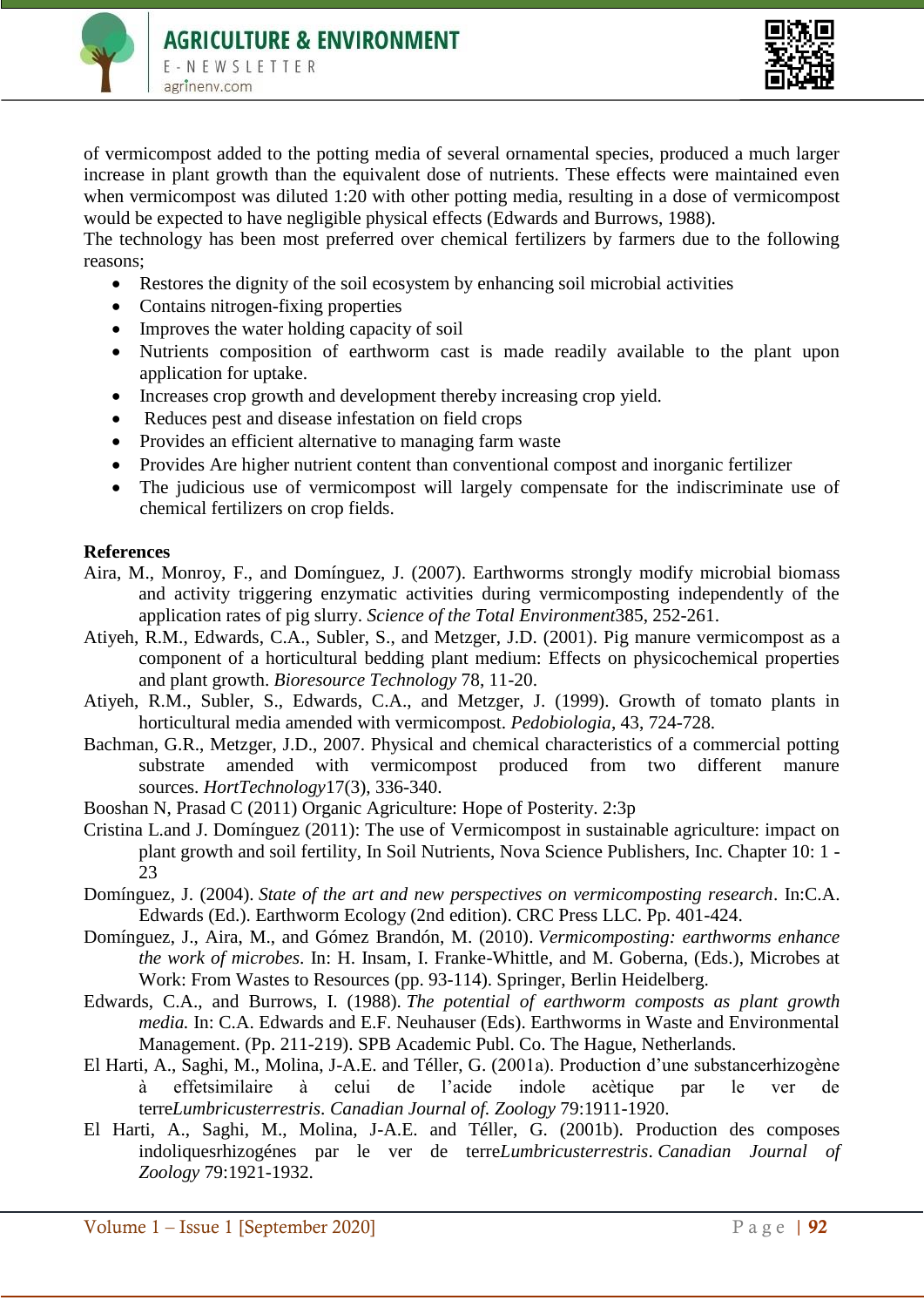of vermicompost added to the potting media of several ornamental species, produced a much larger increase in plant growth than the equivalent dose of nutrients. These effects were maintained even when vermicompost was diluted 1:20 with other potting media, resulting in a dose of vermicompost would be expected to have negligible physical effects (Edwards and Burrows, 1988).

The technology has been most preferred over chemical fertilizers by farmers due to the following reasons;

- Restores the dignity of the soil ecosystem by enhancing soil microbial activities
- Contains nitrogen-fixing properties
- Improves the water holding capacity of soil
- Nutrients composition of earthworm cast is made readily available to the plant upon application for uptake.
- Increases crop growth and development thereby increasing crop yield.
- Reduces pest and disease infestation on field crops
- Provides an efficient alternative to managing farm waste
- Provides Are higher nutrient content than conventional compost and inorganic fertilizer
- The judicious use of vermicompost will largely compensate for the indiscriminate use of chemical fertilizers on crop fields.

**References**

Aira, M., Monroy, F., and Domínguez, J. (2007). Earthworms strongly modify microbial biomass and activity triggering enzymatic activities during vermicomposting independently of the application rates of pig slurry. *Science of the Total Environment*385, 252-261.

Atiyeh, R.M., Edwards, C.A., Subler, S., and Metzger, J.D. (2001). Pig manure vermicompost as a component of a horticultural bedding plant medium: Effects on physicochemical properties and plant growth. *Bioresource Technology* 78, 11-20.

Atiyeh, R.M., Subler, S., Edwards, C.A., and Metzger, J. (1999). Growth of tomato plants in horticultural media amended with vermicompost. *Pedobiologia*, 43, 724-728.

Bachman, G.R., Metzger, J.D., 2007. Physical and chemical characteristics of a commercial potting substrate amended with vermicompost produced from two different manure sources. *HortTechnology*17(3), 336-340.

Booshan N, Prasad C (2011) Organic Agriculture: Hope of Posterity. 2:3p

Cristina L.and J. Domínguez (2011): The use of Vermicompost in sustainable agriculture: impact on plant growth and soil fertility, In Soil Nutrients, Nova Science Publishers, Inc. Chapter 10: 1 - 23

Domínguez, J. (2004). *State of the art and new perspectives on vermicomposting research*. In:C.A. Edwards (Ed.). Earthworm Ecology (2nd edition). CRC Press LLC. Pp. 401-424.

Domínguez, J., Aira, M., and Gómez Brandón, M. (2010). *Vermicomposting: earthworms enhance the work of microbes*. In: H. Insam, I. Franke-Whittle, and M. Goberna, (Eds.), Microbes at Work: From Wastes to Resources (pp. 93-114). Springer, Berlin Heidelberg.

Edwards, C.A., and Burrows, I. (1988). *The potential of earthworm composts as plant growth media.* In: C.A. Edwards and E.F. Neuhauser (Eds). Earthworms in Waste and Environmental Management. (Pp. 211-219). SPB Academic Publ. Co. The Hague, Netherlands.

El Harti, A., Saghi, M., Molina, J-A.E. and Téller, G. (2001a). Production d'une substancerhizogène à effetsimilaire à celui de l'acide indole acètique par le ver de terre*Lumbricusterrestris*. *Canadian Journal of. Zoology* 79:1911-1920.

El Harti, A., Saghi, M., Molina, J-A.E. and Téller, G. (2001b). Production des composes indoliquesrhizogénes par le ver de terre*Lumbricusterrestris*. *Canadian Journal of Zoology* 79:1921-1932.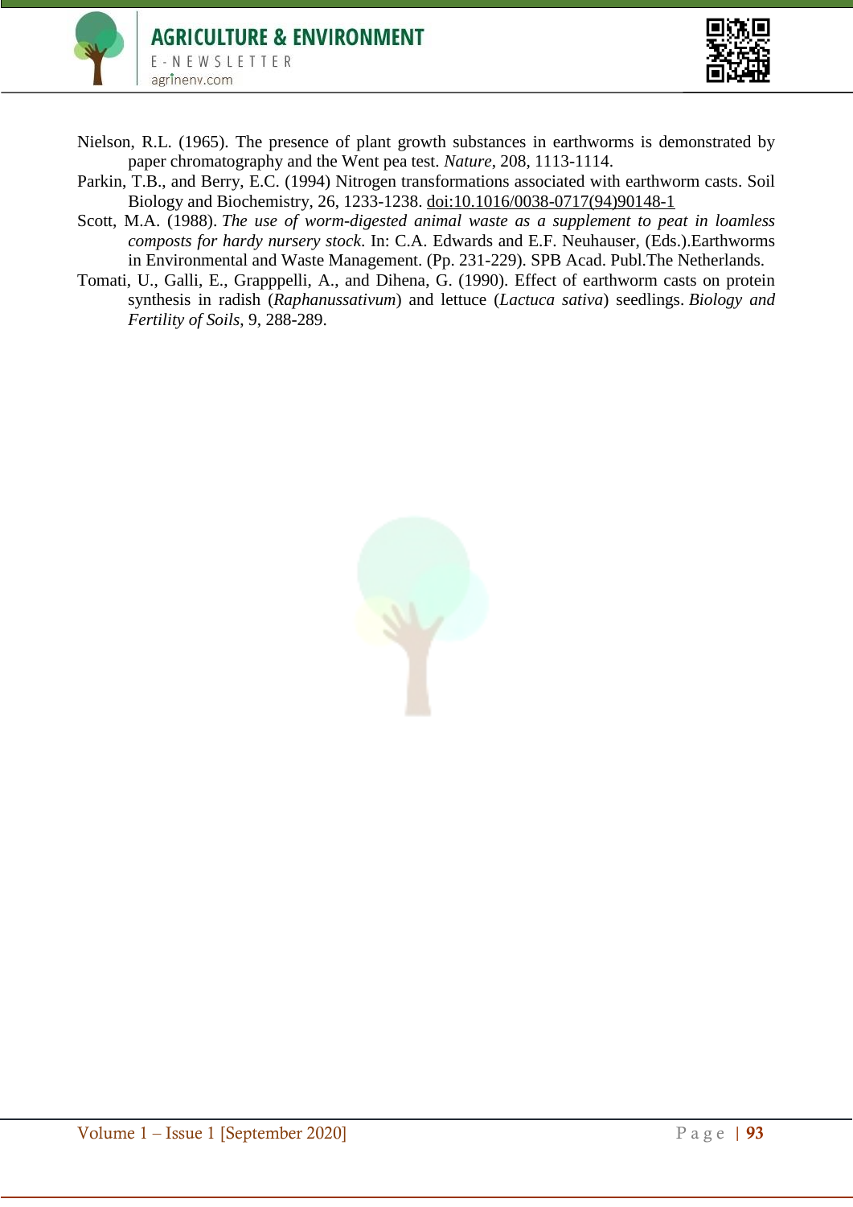Nielson, R.L. (1965). The presence of plant growth substances in earthworms is demonstrated by paper chromatography and the Went pea test. *Nature*, 208, 1113-1114.

Parkin, T.B., and Berry, E.C. (1994) Nitrogen transformations associated with earthworm casts. Soil Biology and Biochemistry, 26, 1233-1238. doi:10.1016/0038-0717(94)90148-1

Scott, M.A. (1988). *The use of worm-digested animal waste as a supplement to peat in loamless composts for hardy nursery stock*. In: C.A. Edwards and E.F. Neuhauser, (Eds.).Earthworms in Environmental and Waste Management. (Pp. 231-229). SPB Acad. Publ.The Netherlands.

Tomati, U., Galli, E., Grapppelli, A., and Dihena, G. (1990). Effect of earthworm casts on protein synthesis in radish (*Raphanussativum*) and lettuce (*Lactuca sativa*) seedlings. *Biology and Fertility of Soils*, 9, 288-289.